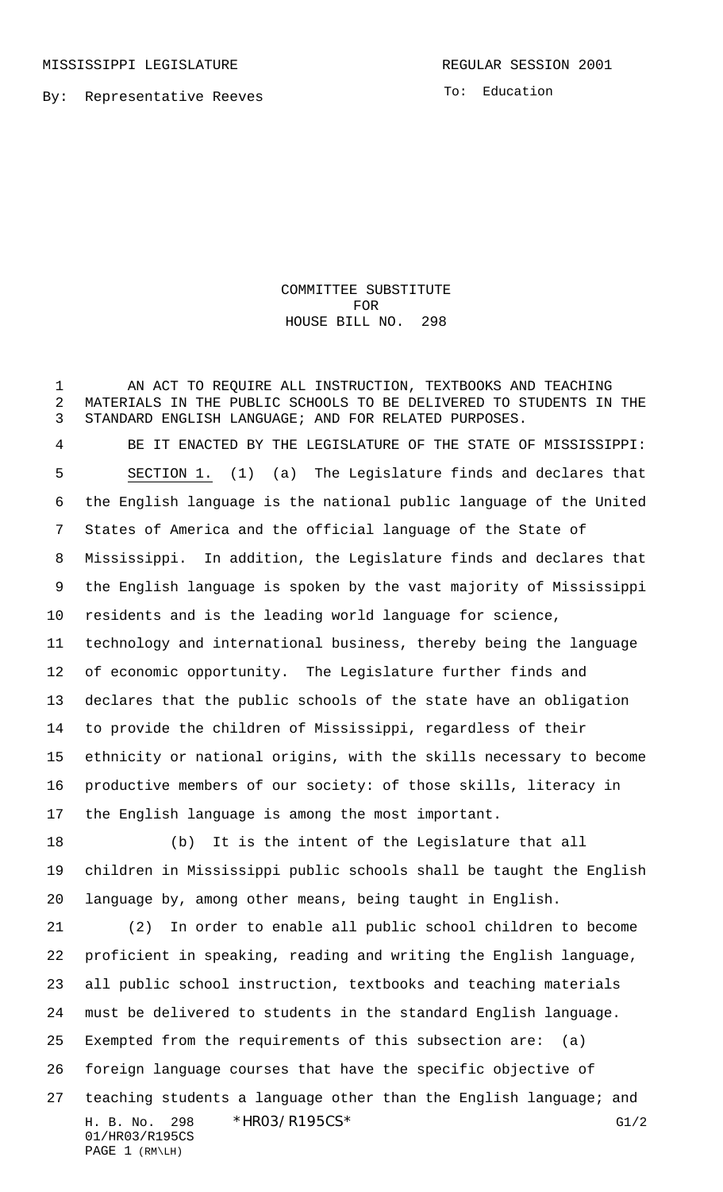MISSISSIPPI LEGISLATURE REGULAR SESSION 2001

By: Representative Reeves

To: Education

# COMMITTEE SUBSTITUTE FOR HOUSE BILL NO. 298

AN ACT TO REQUIRE ALL INSTRUCTION, TEXTBOOKS AND TEACHING MATERIALS IN THE PUBLIC SCHOOLS TO BE DELIVERED TO STUDENTS IN THE STANDARD ENGLISH LANGUAGE; AND FOR RELATED PURPOSES.

BE IT ENACTED BY THE LEGISLATURE OF THE STATE OF MISSISSIPPI:

SECTION 1. (1) (a) The Legislature finds and declares that the English language is the national public language of the United States of America and the official language of the State of Mississippi. In addition, the Legislature finds and declares that the English language is spoken by the vast majority of Mississippi residents and is the leading world language for science, technology and international business, thereby being the language of economic opportunity. The Legislature further finds and declares that the public schools of the state have an obligation to provide the children of Mississippi, regardless of their ethnicity or national origins, with the skills necessary to become productive members of our society: of those skills, literacy in the English language is among the most important.

(b) It is the intent of the Legislature that all children in Mississippi public schools shall be taught the English language by, among other means, being taught in English.

(2) In order to enable all public school children to become proficient in speaking, reading and writing the English language, all public school instruction, textbooks and teaching materials must be delivered to students in the standard English language. Exempted from the requirements of this subsection are: (a) foreign language courses that have the specific objective of teaching students a language other than the English language; and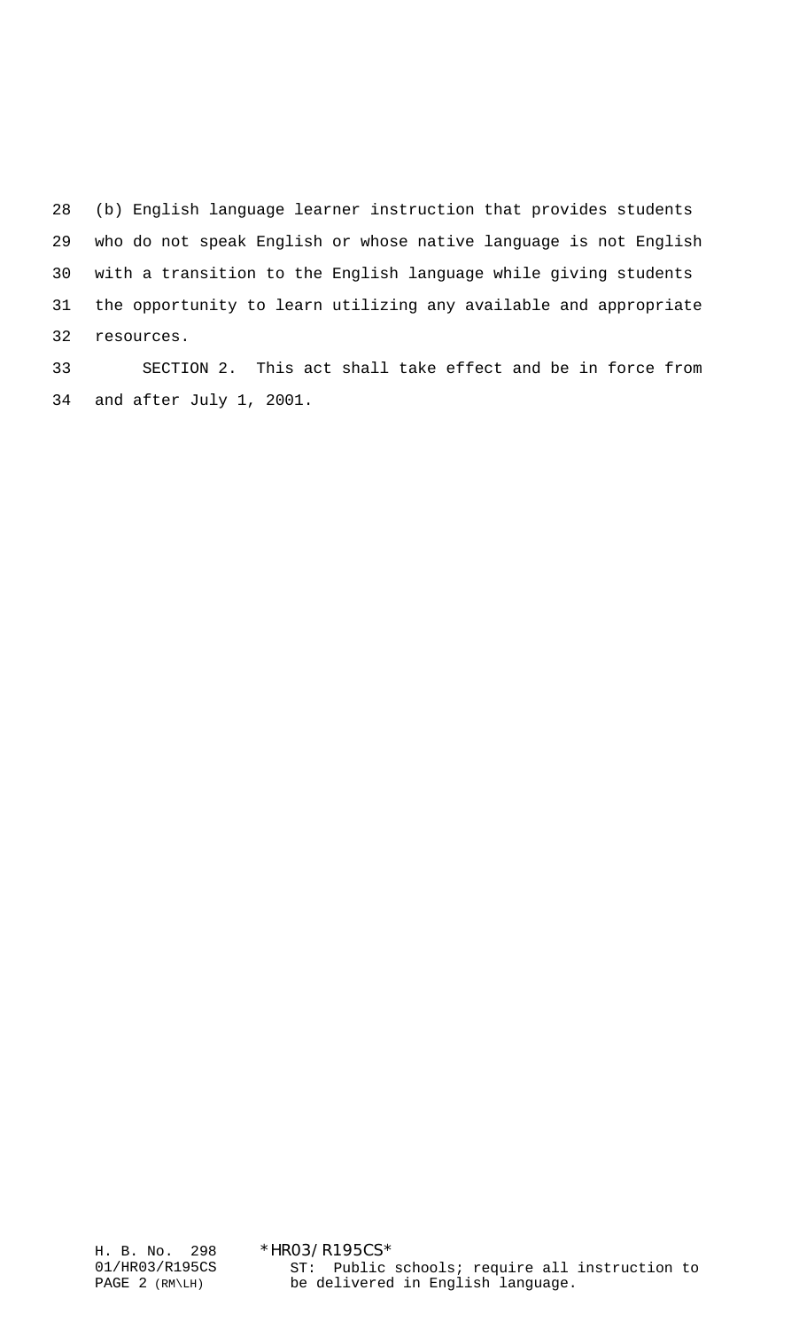(b) English language learner instruction that provides students who do not speak English or whose native language is not English with a transition to the English language while giving students the opportunity to learn utilizing any available and appropriate resources.

SECTION 2. This act shall take effect and be in force from and after July 1, 2001.